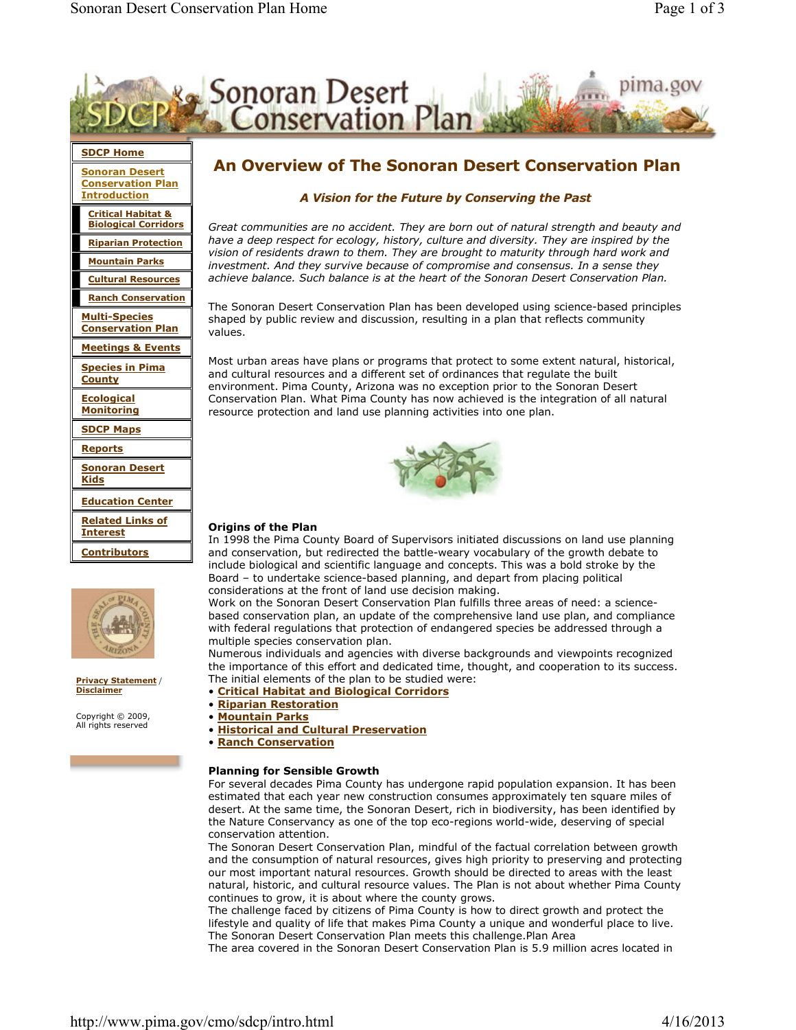- SDCP Home
- Sonoran Desert Conservation Plan Introduction
  - Critical Habitat & Biological Corridors
  - Riparian Protection
  - Mountain Parks
  - Cultural Resources
  - Ranch Conservation
- Multi-Species Conservation Plan
- Meetings & Events
- Species in Pima County
- Ecological Monitoring
- SDCP Maps
- Reports
- Sonoran Desert Kids
- Education Center
- Related Links of Interest
- Contributors

Privacy Statement / Disclaimer

Copyright © 2009, All rights reserved

# An Overview of The Sonoran Desert Conservation Plan

### *A Vision for the Future by Conserving the Past*

*Great communities are no accident. They are born out of natural strength and beauty and have a deep respect for ecology, history, culture and diversity. They are inspired by the vision of residents drawn to them. They are brought to maturity through hard work and investment. And they survive because of compromise and consensus. In a sense they achieve balance. Such balance is at the heart of the Sonoran Desert Conservation Plan.*

The Sonoran Desert Conservation Plan has been developed using science-based principles shaped by public review and discussion, resulting in a plan that reflects community values.

Most urban areas have plans or programs that protect to some extent natural, historical, and cultural resources and a different set of ordinances that regulate the built environment. Pima County, Arizona was no exception prior to the Sonoran Desert Conservation Plan. What Pima County has now achieved is the integration of all natural resource protection and land use planning activities into one plan.

**Origins of the Plan**

In 1998 the Pima County Board of Supervisors initiated discussions on land use planning and conservation, but redirected the battle-weary vocabulary of the growth debate to include biological and scientific language and concepts. This was a bold stroke by the Board – to undertake science-based planning, and depart from placing political considerations at the front of land use decision making.

Work on the Sonoran Desert Conservation Plan fulfills three areas of need: a science-based conservation plan, an update of the comprehensive land use plan, and compliance with federal regulations that protection of endangered species be addressed through a multiple species conservation plan.

Numerous individuals and agencies with diverse backgrounds and viewpoints recognized the importance of this effort and dedicated time, thought, and cooperation to its success. The initial elements of the plan to be studied were:

- **Critical Habitat and Biological Corridors**
- **Riparian Restoration**
- **Mountain Parks**
- **Historical and Cultural Preservation**
- **Ranch Conservation**

**Planning for Sensible Growth**

For several decades Pima County has undergone rapid population expansion. It has been estimated that each year new construction consumes approximately ten square miles of desert. At the same time, the Sonoran Desert, rich in biodiversity, has been identified by the Nature Conservancy as one of the top eco-regions world-wide, deserving of special conservation attention.

The Sonoran Desert Conservation Plan, mindful of the factual correlation between growth and the consumption of natural resources, gives high priority to preserving and protecting our most important natural resources. Growth should be directed to areas with the least natural, historic, and cultural resource values. The Plan is not about whether Pima County continues to grow, it is about where the county grows.

The challenge faced by citizens of Pima County is how to direct growth and protect the lifestyle and quality of life that makes Pima County a unique and wonderful place to live. The Sonoran Desert Conservation Plan meets this challenge.Plan Area

The area covered in the Sonoran Desert Conservation Plan is 5.9 million acres located in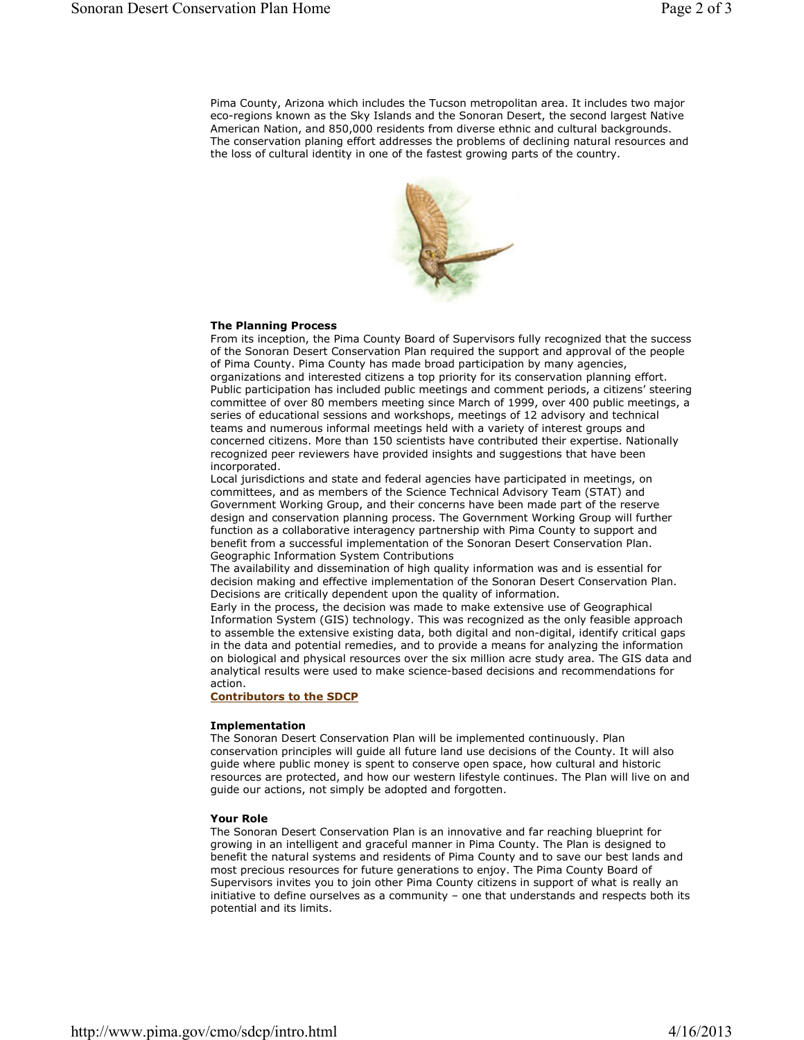Pima County, Arizona which includes the Tucson metropolitan area. It includes two major eco-regions known as the Sky Islands and the Sonoran Desert, the second largest Native American Nation, and 850,000 residents from diverse ethnic and cultural backgrounds. The conservation planing effort addresses the problems of declining natural resources and the loss of cultural identity in one of the fastest growing parts of the country.

**The Planning Process**

From its inception, the Pima County Board of Supervisors fully recognized that the success of the Sonoran Desert Conservation Plan required the support and approval of the people of Pima County. Pima County has made broad participation by many agencies, organizations and interested citizens a top priority for its conservation planning effort. Public participation has included public meetings and comment periods, a citizens' steering committee of over 80 members meeting since March of 1999, over 400 public meetings, a series of educational sessions and workshops, meetings of 12 advisory and technical teams and numerous informal meetings held with a variety of interest groups and concerned citizens. More than 150 scientists have contributed their expertise. Nationally recognized peer reviewers have provided insights and suggestions that have been incorporated.

Local jurisdictions and state and federal agencies have participated in meetings, on committees, and as members of the Science Technical Advisory Team (STAT) and Government Working Group, and their concerns have been made part of the reserve design and conservation planning process. The Government Working Group will further function as a collaborative interagency partnership with Pima County to support and benefit from a successful implementation of the Sonoran Desert Conservation Plan.

Geographic Information System Contributions

The availability and dissemination of high quality information was and is essential for decision making and effective implementation of the Sonoran Desert Conservation Plan. Decisions are critically dependent upon the quality of information.

Early in the process, the decision was made to make extensive use of Geographical Information System (GIS) technology. This was recognized as the only feasible approach to assemble the extensive existing data, both digital and non-digital, identify critical gaps in the data and potential remedies, and to provide a means for analyzing the information on biological and physical resources over the six million acre study area. The GIS data and analytical results were used to make science-based decisions and recommendations for action.

**Contributors to the SDCP**

**Implementation**

The Sonoran Desert Conservation Plan will be implemented continuously. Plan conservation principles will guide all future land use decisions of the County. It will also guide where public money is spent to conserve open space, how cultural and historic resources are protected, and how our western lifestyle continues. The Plan will live on and guide our actions, not simply be adopted and forgotten.

**Your Role**

The Sonoran Desert Conservation Plan is an innovative and far reaching blueprint for growing in an intelligent and graceful manner in Pima County. The Plan is designed to benefit the natural systems and residents of Pima County and to save our best lands and most precious resources for future generations to enjoy. The Pima County Board of Supervisors invites you to join other Pima County citizens in support of what is really an initiative to define ourselves as a community – one that understands and respects both its potential and its limits.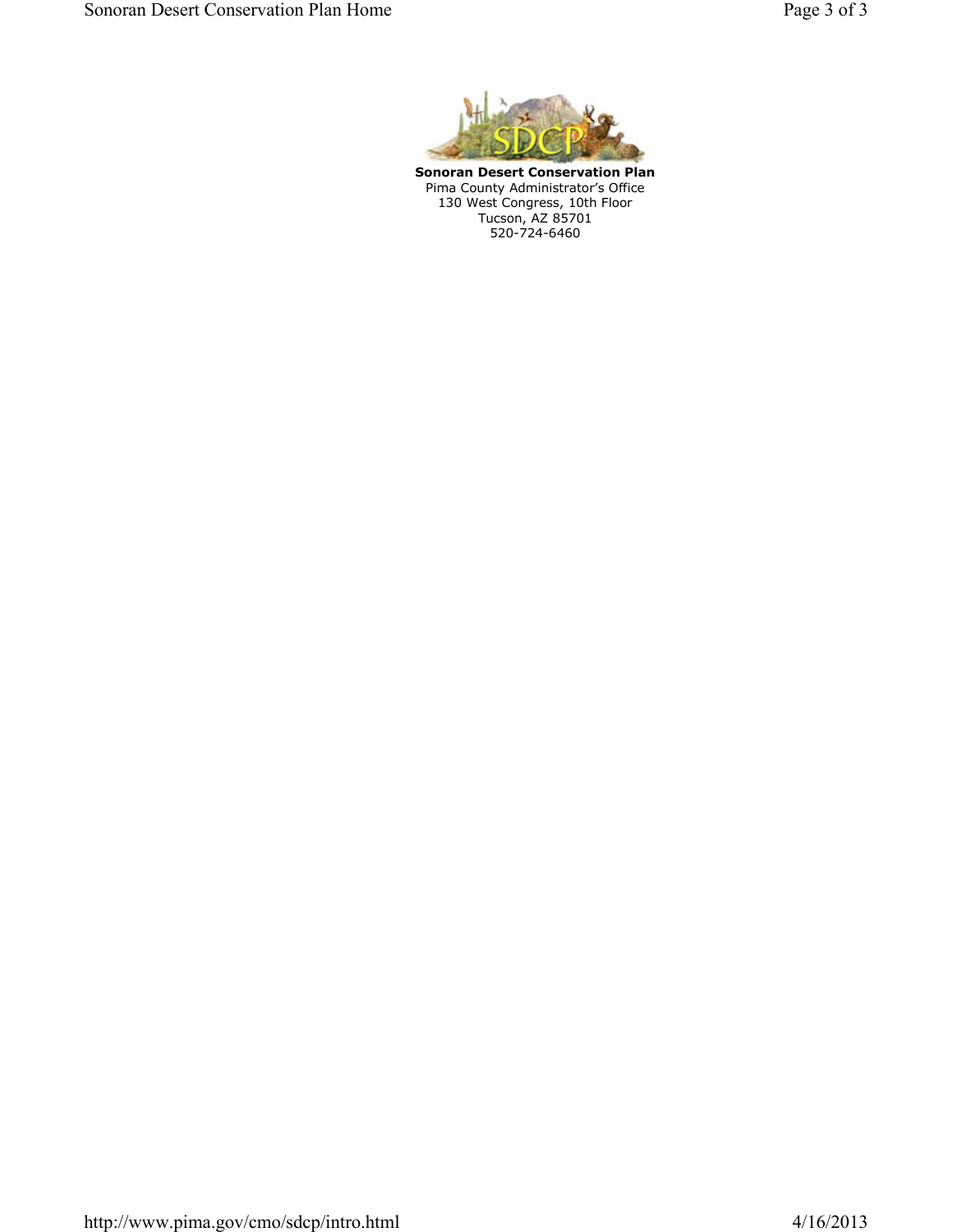**Sonoran Desert Conservation Plan**
Pima County Administrator's Office
130 West Congress, 10th Floor
Tucson, AZ 85701
520-724-6460